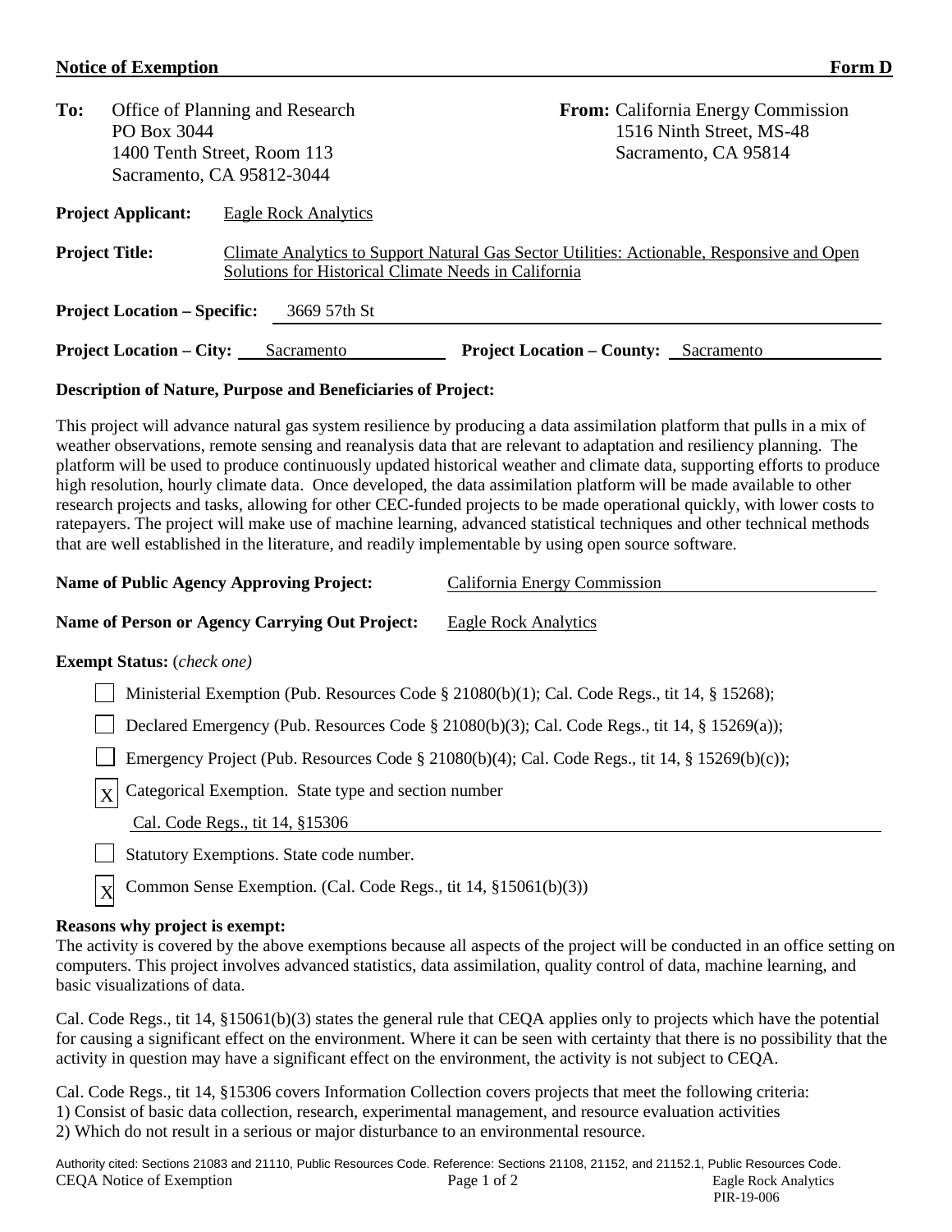## Notice of Exemption — Form D

**To:** Office of Planning and Research
PO Box 3044
1400 Tenth Street, Room 113
Sacramento, CA 95812-3044

**From:** California Energy Commission
1516 Ninth Street, MS-48
Sacramento, CA 95814

**Project Applicant:** Eagle Rock Analytics

**Project Title:** Climate Analytics to Support Natural Gas Sector Utilities: Actionable, Responsive and Open Solutions for Historical Climate Needs in California

**Project Location – Specific:** 3669 57th St

**Project Location – City:** Sacramento **Project Location – County:** Sacramento

**Description of Nature, Purpose and Beneficiaries of Project:**

This project will advance natural gas system resilience by producing a data assimilation platform that pulls in a mix of weather observations, remote sensing and reanalysis data that are relevant to adaptation and resiliency planning. The platform will be used to produce continuously updated historical weather and climate data, supporting efforts to produce high resolution, hourly climate data. Once developed, the data assimilation platform will be made available to other research projects and tasks, allowing for other CEC-funded projects to be made operational quickly, with lower costs to ratepayers. The project will make use of machine learning, advanced statistical techniques and other technical methods that are well established in the literature, and readily implementable by using open source software.

**Name of Public Agency Approving Project:** California Energy Commission

**Name of Person or Agency Carrying Out Project:** Eagle Rock Analytics

**Exempt Status:** (*check one*)

- [ ] Ministerial Exemption (Pub. Resources Code § 21080(b)(1); Cal. Code Regs., tit 14, § 15268);
- [ ] Declared Emergency (Pub. Resources Code § 21080(b)(3); Cal. Code Regs., tit 14, § 15269(a));
- [ ] Emergency Project (Pub. Resources Code § 21080(b)(4); Cal. Code Regs., tit 14, § 15269(b)(c));
- [X] Categorical Exemption. State type and section number
  Cal. Code Regs., tit 14, §15306
- [ ] Statutory Exemptions. State code number.
- [X] Common Sense Exemption. (Cal. Code Regs., tit 14, §15061(b)(3))

**Reasons why project is exempt:**

The activity is covered by the above exemptions because all aspects of the project will be conducted in an office setting on computers. This project involves advanced statistics, data assimilation, quality control of data, machine learning, and basic visualizations of data.

Cal. Code Regs., tit 14, §15061(b)(3) states the general rule that CEQA applies only to projects which have the potential for causing a significant effect on the environment. Where it can be seen with certainty that there is no possibility that the activity in question may have a significant effect on the environment, the activity is not subject to CEQA.

Cal. Code Regs., tit 14, §15306 covers Information Collection covers projects that meet the following criteria:
1) Consist of basic data collection, research, experimental management, and resource evaluation activities
2) Which do not result in a serious or major disturbance to an environmental resource.

Authority cited: Sections 21083 and 21110, Public Resources Code. Reference: Sections 21108, 21152, and 21152.1, Public Resources Code.

CEQA Notice of Exemption — Eagle Rock Analytics PIR-19-006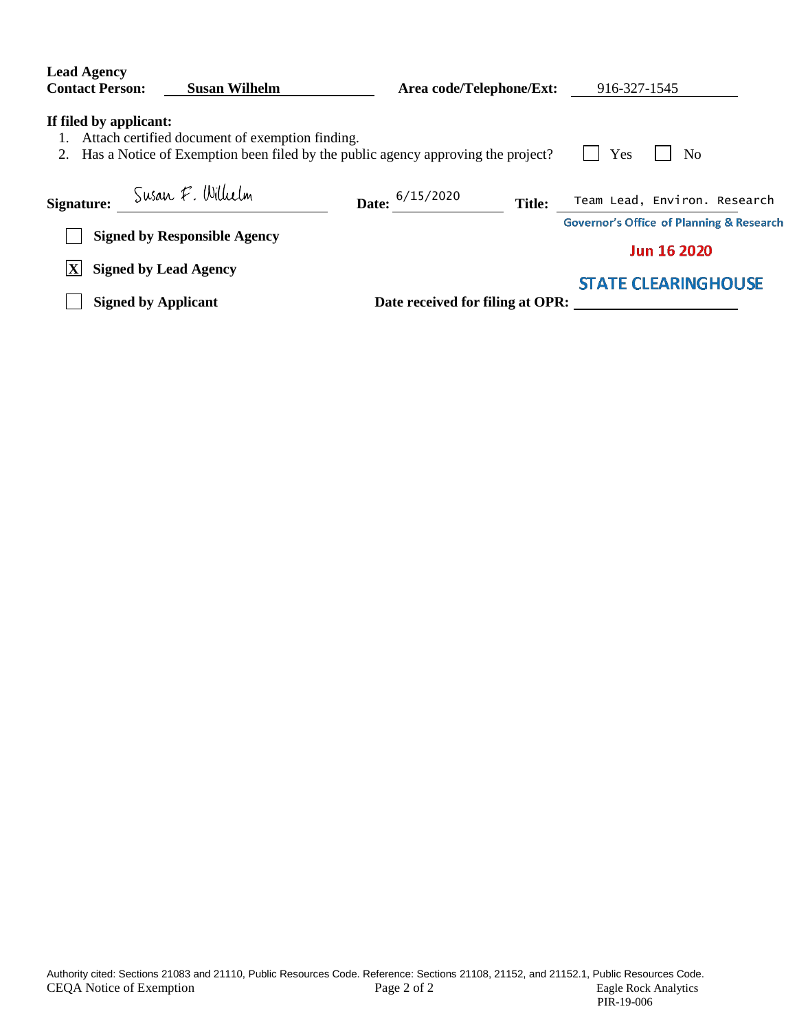**Lead Agency Contact Person:** Susan Wilhelm **Area code/Telephone/Ext:** 916-327-1545

**If filed by applicant:**

1. Attach certified document of exemption finding.
2. Has a Notice of Exemption been filed by the public agency approving the project? ☐ Yes ☐ No

**Signature:** Susan F. Wilhelm **Date:** 6/15/2020 **Title:** Team Lead, Environ. Research

☐ **Signed by Responsible Agency**

☒ **Signed by Lead Agency**

☐ **Signed by Applicant**

**Date received for filing at OPR:**

Governor's Office of Planning & Research

Jun 16 2020

STATE CLEARINGHOUSE

Authority cited: Sections 21083 and 21110, Public Resources Code. Reference: Sections 21108, 21152, and 21152.1, Public Resources Code.

CEQA Notice of Exemption

Eagle Rock Analytics
PIR-19-006